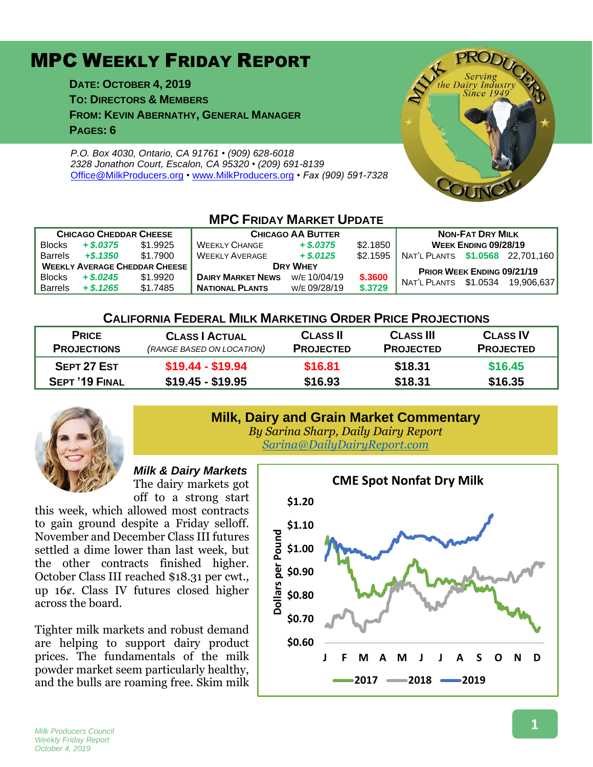# MPC Weekly Friday Report

**Date: October 4, 2019**
**To: Directors & Members**
**From: Kevin Abernathy, General Manager**
**Pages: 6**

*P.O. Box 4030, Ontario, CA 91761 • (909) 628-6018*
*2328 Jonathon Court, Escalon, CA 95320 • (209) 691-8139*
*Office@MilkProducers.org • www.MilkProducers.org • Fax (909) 591-7328*

## MPC Friday Market Update

| Chicago Cheddar Cheese | | | Chicago AA Butter | | | Non-Fat Dry Milk | | |
|---|---|---|---|---|---|---|---|---|
| Blocks | *+ $.0375* | $1.9925 | Weekly Change | *+ $.0375* | $2.1850 | **Week Ending 09/28/19** | | |
| Barrels | *+$.1350* | $1.7900 | Weekly Average | *+ $.0125* | $2.1595 | Nat'l Plants | $1.0568 | 22,701,160 |
| **Weekly Average Cheddar Cheese** | | | **Dry Whey** | | | **Prior Week Ending 09/21/19** | | |
| Blocks | *+ $.0245* | $1.9920 | **Dairy Market News** | w/e 10/04/19 | $.3600 | Nat'l Plants | $1.0534 | 19,906,637 |
| Barrels | *+ $.1265* | $1.7485 | **National Plants** | w/e 09/28/19 | $.3729 | | | |

## California Federal Milk Marketing Order Price Projections

| Price Projections | Class I Actual *(range based on location)* | Class II Projected | Class III Projected | Class IV Projected |
|---|---|---|---|---|
| **Sept 27 Est** | $19.44 - $19.94 | $16.81 | $18.31 | $16.45 |
| **Sept '19 Final** | $19.45 - $19.95 | $16.93 | $18.31 | $16.35 |

## Milk, Dairy and Grain Market Commentary

*By Sarina Sharp, Daily Dairy Report*
*Sarina@DailyDairyReport.com*

### *Milk & Dairy Markets*

The dairy markets got off to a strong start this week, which allowed most contracts to gain ground despite a Friday selloff. November and December Class III futures settled a dime lower than last week, but the other contracts finished higher. October Class III reached $18.31 per cwt., up 16¢. Class IV futures closed higher across the board.

Tighter milk markets and robust demand are helping to support dairy product prices. The fundamentals of the milk powder market seem particularly healthy, and the bulls are roaming free. Skim milk

**CME Spot Nonfat Dry Milk**

(Chart: Dollars per Pound, $0.60–$1.20, J–D; series 2017, 2018, 2019)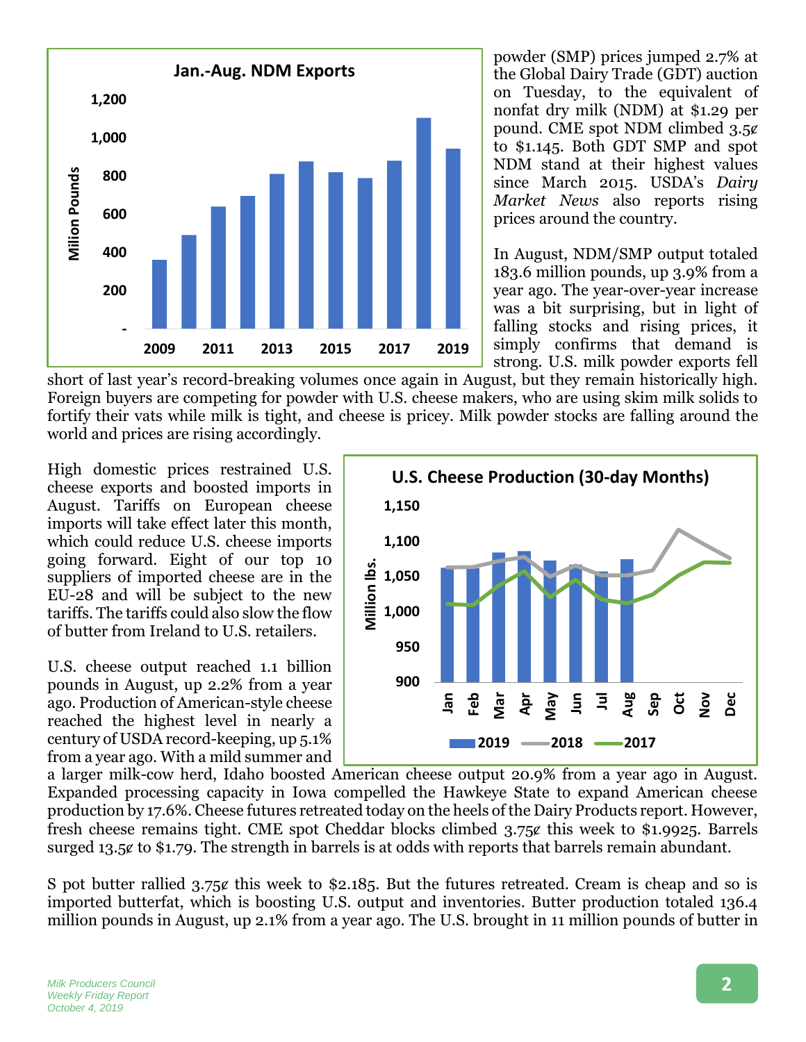powder (SMP) prices jumped 2.7% at the Global Dairy Trade (GDT) auction on Tuesday, to the equivalent of nonfat dry milk (NDM) at $1.29 per pound. CME spot NDM climbed 3.5¢ to $1.145. Both GDT SMP and spot NDM stand at their highest values since March 2015. USDA's *Dairy Market News* also reports rising prices around the country.

In August, NDM/SMP output totaled 183.6 million pounds, up 3.9% from a year ago. The year-over-year increase was a bit surprising, but in light of falling stocks and rising prices, it simply confirms that demand is strong. U.S. milk powder exports fell short of last year's record-breaking volumes once again in August, but they remain historically high. Foreign buyers are competing for powder with U.S. cheese makers, who are using skim milk solids to fortify their vats while milk is tight, and cheese is pricey. Milk powder stocks are falling around the world and prices are rising accordingly.

High domestic prices restrained U.S. cheese exports and boosted imports in August. Tariffs on European cheese imports will take effect later this month, which could reduce U.S. cheese imports going forward. Eight of our top 10 suppliers of imported cheese are in the EU-28 and will be subject to the new tariffs. The tariffs could also slow the flow of butter from Ireland to U.S. retailers.

U.S. cheese output reached 1.1 billion pounds in August, up 2.2% from a year ago. Production of American-style cheese reached the highest level in nearly a century of USDA record-keeping, up 5.1% from a year ago. With a mild summer and a larger milk-cow herd, Idaho boosted American cheese output 20.9% from a year ago in August. Expanded processing capacity in Iowa compelled the Hawkeye State to expand American cheese production by 17.6%. Cheese futures retreated today on the heels of the Dairy Products report. However, fresh cheese remains tight. CME spot Cheddar blocks climbed 3.75¢ this week to $1.9925. Barrels surged 13.5¢ to $1.79. The strength in barrels is at odds with reports that barrels remain abundant.

S pot butter rallied 3.75¢ this week to $2.185. But the futures retreated. Cream is cheap and so is imported butterfat, which is boosting U.S. output and inventories. Butter production totaled 136.4 million pounds in August, up 2.1% from a year ago. The U.S. brought in 11 million pounds of butter in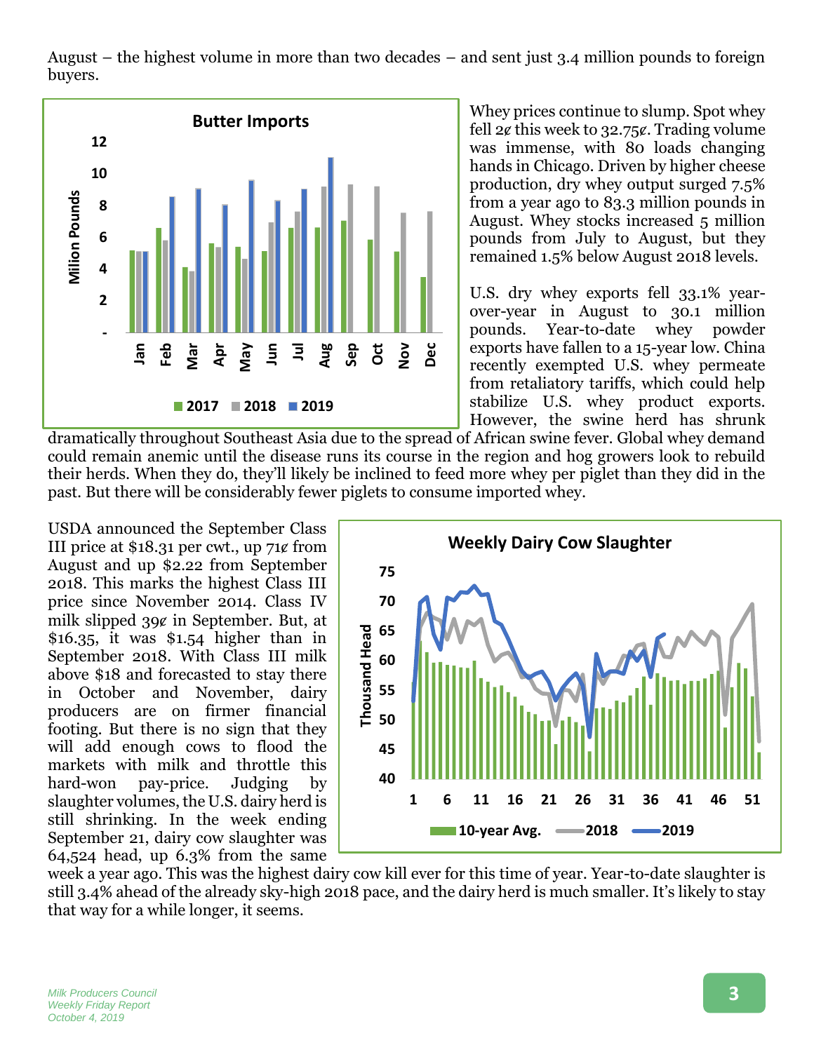August – the highest volume in more than two decades – and sent just 3.4 million pounds to foreign buyers.

Whey prices continue to slump. Spot whey fell 2¢ this week to 32.75¢. Trading volume was immense, with 80 loads changing hands in Chicago. Driven by higher cheese production, dry whey output surged 7.5% from a year ago to 83.3 million pounds in August. Whey stocks increased 5 million pounds from July to August, but they remained 1.5% below August 2018 levels.

U.S. dry whey exports fell 33.1% year-over-year in August to 30.1 million pounds. Year-to-date whey powder exports have fallen to a 15-year low. China recently exempted U.S. whey permeate from retaliatory tariffs, which could help stabilize U.S. whey product exports. However, the swine herd has shrunk dramatically throughout Southeast Asia due to the spread of African swine fever. Global whey demand could remain anemic until the disease runs its course in the region and hog growers look to rebuild their herds. When they do, they'll likely be inclined to feed more whey per piglet than they did in the past. But there will be considerably fewer piglets to consume imported whey.

USDA announced the September Class III price at $18.31 per cwt., up 71¢ from August and up $2.22 from September 2018. This marks the highest Class III price since November 2014. Class IV milk slipped 39¢ in September. But, at $16.35, it was $1.54 higher than in September 2018. With Class III milk above $18 and forecasted to stay there in October and November, dairy producers are on firmer financial footing. But there is no sign that they will add enough cows to flood the markets with milk and throttle this hard-won pay-price. Judging by slaughter volumes, the U.S. dairy herd is still shrinking. In the week ending September 21, dairy cow slaughter was 64,524 head, up 6.3% from the same week a year ago. This was the highest dairy cow kill ever for this time of year. Year-to-date slaughter is still 3.4% ahead of the already sky-high 2018 pace, and the dairy herd is much smaller. It's likely to stay that way for a while longer, it seems.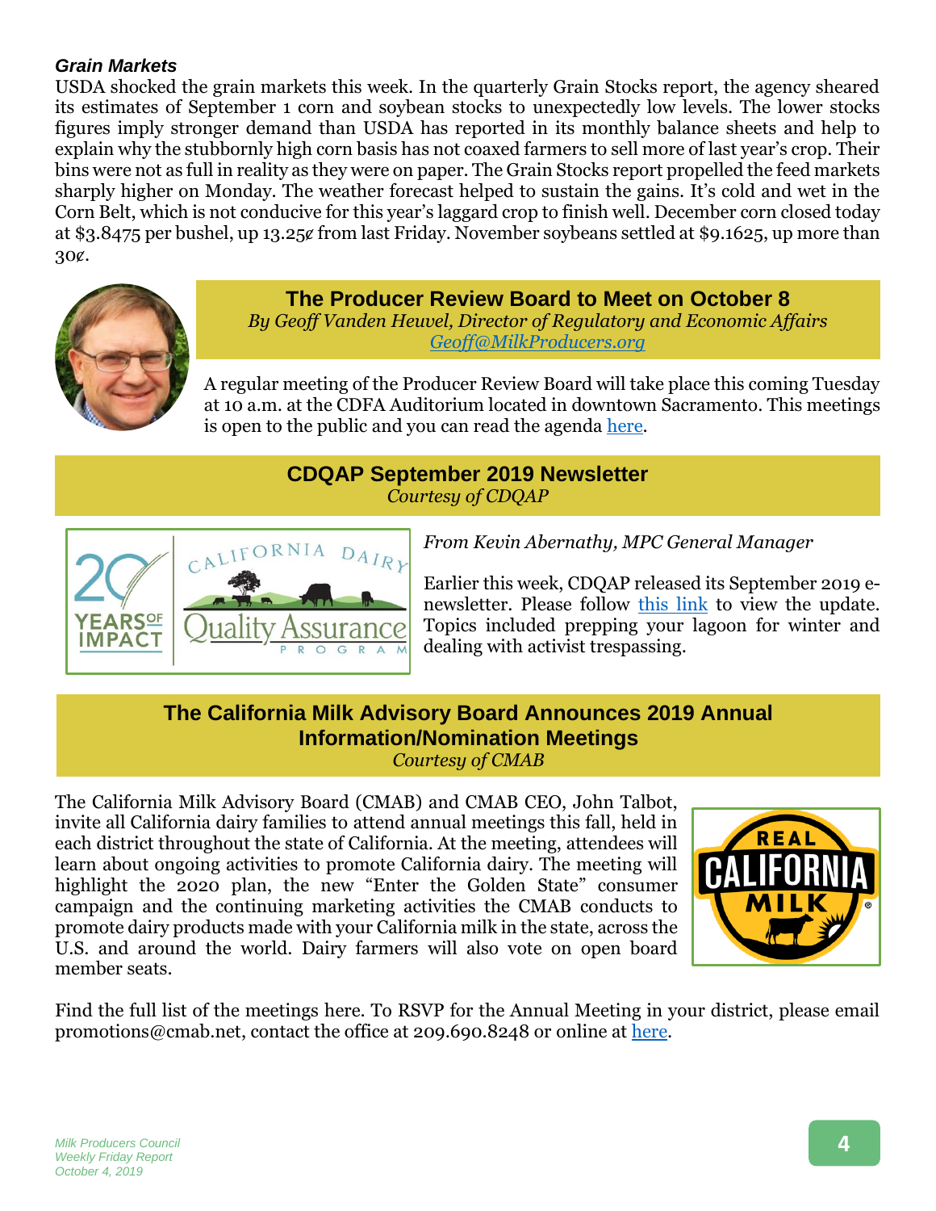### *Grain Markets*

USDA shocked the grain markets this week. In the quarterly Grain Stocks report, the agency sheared its estimates of September 1 corn and soybean stocks to unexpectedly low levels. The lower stocks figures imply stronger demand than USDA has reported in its monthly balance sheets and help to explain why the stubbornly high corn basis has not coaxed farmers to sell more of last year's crop. Their bins were not as full in reality as they were on paper. The Grain Stocks report propelled the feed markets sharply higher on Monday. The weather forecast helped to sustain the gains. It's cold and wet in the Corn Belt, which is not conducive for this year's laggard crop to finish well. December corn closed today at $3.8475 per bushel, up 13.25¢ from last Friday. November soybeans settled at $9.1625, up more than 30¢.

## The Producer Review Board to Meet on October 8

*By Geoff Vanden Heuvel, Director of Regulatory and Economic Affairs*
*Geoff@MilkProducers.org*

A regular meeting of the Producer Review Board will take place this coming Tuesday at 10 a.m. at the CDFA Auditorium located in downtown Sacramento. This meetings is open to the public and you can read the agenda here.

## CDQAP September 2019 Newsletter

*Courtesy of CDQAP*

*From Kevin Abernathy, MPC General Manager*

Earlier this week, CDQAP released its September 2019 e-newsletter. Please follow this link to view the update. Topics included prepping your lagoon for winter and dealing with activist trespassing.

## The California Milk Advisory Board Announces 2019 Annual Information/Nomination Meetings

*Courtesy of CMAB*

The California Milk Advisory Board (CMAB) and CMAB CEO, John Talbot, invite all California dairy families to attend annual meetings this fall, held in each district throughout the state of California. At the meeting, attendees will learn about ongoing activities to promote California dairy. The meeting will highlight the 2020 plan, the new "Enter the Golden State" consumer campaign and the continuing marketing activities the CMAB conducts to promote dairy products made with your California milk in the state, across the U.S. and around the world. Dairy farmers will also vote on open board member seats.

Find the full list of the meetings here. To RSVP for the Annual Meeting in your district, please email promotions@cmab.net, contact the office at 209.690.8248 or online at here.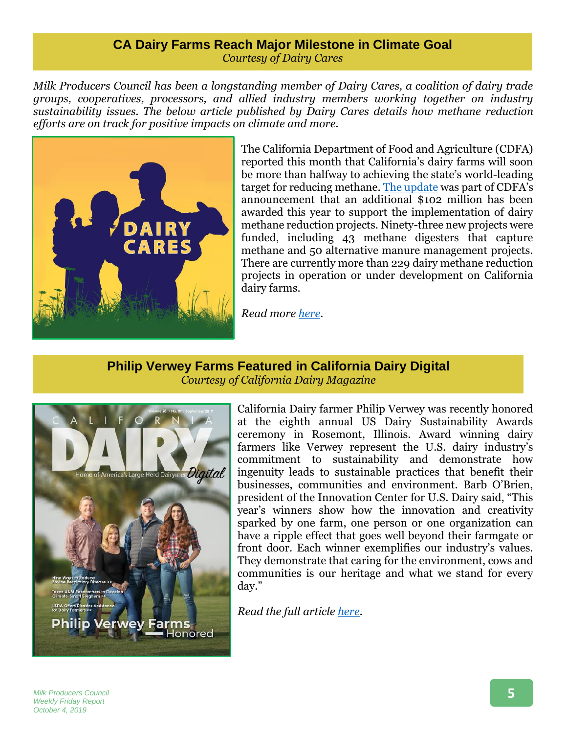## CA Dairy Farms Reach Major Milestone in Climate Goal

*Courtesy of Dairy Cares*

*Milk Producers Council has been a longstanding member of Dairy Cares, a coalition of dairy trade groups, cooperatives, processors, and allied industry members working together on industry sustainability issues. The below article published by Dairy Cares details how methane reduction efforts are on track for positive impacts on climate and more.*

The California Department of Food and Agriculture (CDFA) reported this month that California's dairy farms will soon be more than halfway to achieving the state's world-leading target for reducing methane. The update was part of CDFA's announcement that an additional $102 million has been awarded this year to support the implementation of dairy methane reduction projects. Ninety-three new projects were funded, including 43 methane digesters that capture methane and 50 alternative manure management projects. There are currently more than 229 dairy methane reduction projects in operation or under development on California dairy farms.

*Read more here.*

## Philip Verwey Farms Featured in California Dairy Digital

*Courtesy of California Dairy Magazine*

California Dairy farmer Philip Verwey was recently honored at the eighth annual US Dairy Sustainability Awards ceremony in Rosemont, Illinois. Award winning dairy farmers like Verwey represent the U.S. dairy industry's commitment to sustainability and demonstrate how ingenuity leads to sustainable practices that benefit their businesses, communities and environment. Barb O'Brien, president of the Innovation Center for U.S. Dairy said, "This year's winners show how the innovation and creativity sparked by one farm, one person or one organization can have a ripple effect that goes well beyond their farmgate or front door. Each winner exemplifies our industry's values. They demonstrate that caring for the environment, cows and communities is our heritage and what we stand for every day."

*Read the full article here.*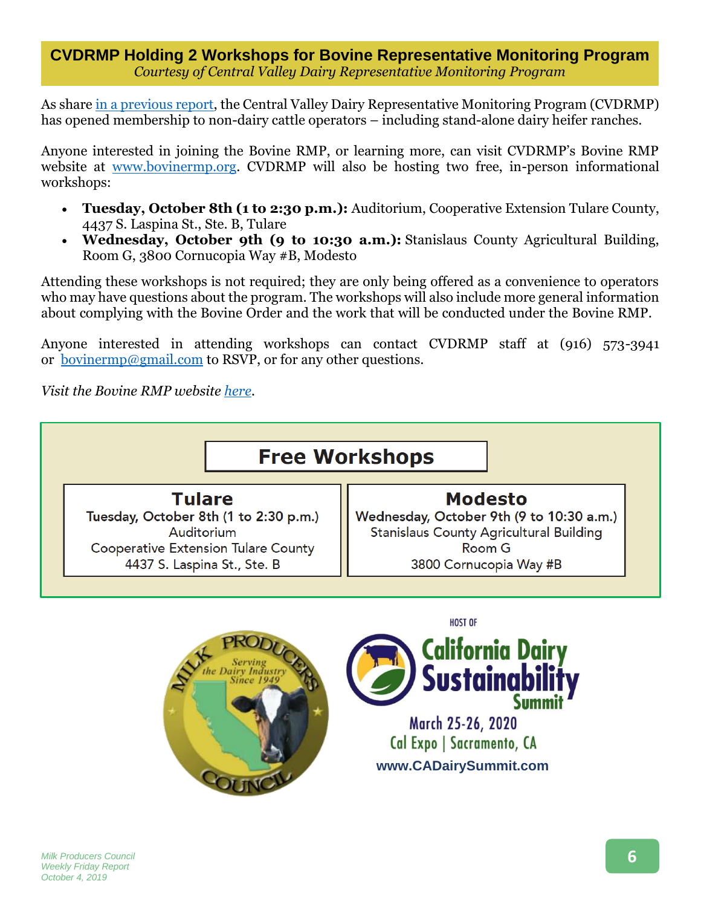## CVDRMP Holding 2 Workshops for Bovine Representative Monitoring Program

*Courtesy of Central Valley Dairy Representative Monitoring Program*

As share in a previous report, the Central Valley Dairy Representative Monitoring Program (CVDRMP) has opened membership to non-dairy cattle operators – including stand-alone dairy heifer ranches.

Anyone interested in joining the Bovine RMP, or learning more, can visit CVDRMP's Bovine RMP website at www.bovinermp.org. CVDRMP will also be hosting two free, in-person informational workshops:

- **Tuesday, October 8th (1 to 2:30 p.m.):** Auditorium, Cooperative Extension Tulare County, 4437 S. Laspina St., Ste. B, Tulare
- **Wednesday, October 9th (9 to 10:30 a.m.):** Stanislaus County Agricultural Building, Room G, 3800 Cornucopia Way #B, Modesto

Attending these workshops is not required; they are only being offered as a convenience to operators who may have questions about the program. The workshops will also include more general information about complying with the Bovine Order and the work that will be conducted under the Bovine RMP.

Anyone interested in attending workshops can contact CVDRMP staff at (916) 573-3941 or bovinermp@gmail.com to RSVP, or for any other questions.

*Visit the Bovine RMP website here.*

### Free Workshops

| Tulare | Modesto |
|---|---|
| Tuesday, October 8th (1 to 2:30 p.m.) | Wednesday, October 9th (9 to 10:30 a.m.) |
| Auditorium | Stanislaus County Agricultural Building |
| Cooperative Extension Tulare County | Room G |
| 4437 S. Laspina St., Ste. B | 3800 Cornucopia Way #B |

MILK PRODUCERS COUNCIL
Serving the Dairy Industry Since 1949

HOST OF
California Dairy Sustainability Summit
March 25-26, 2020
Cal Expo | Sacramento, CA
www.CADairySummit.com

*Milk Producers Council*
*Weekly Friday Report*
*October 4, 2019*